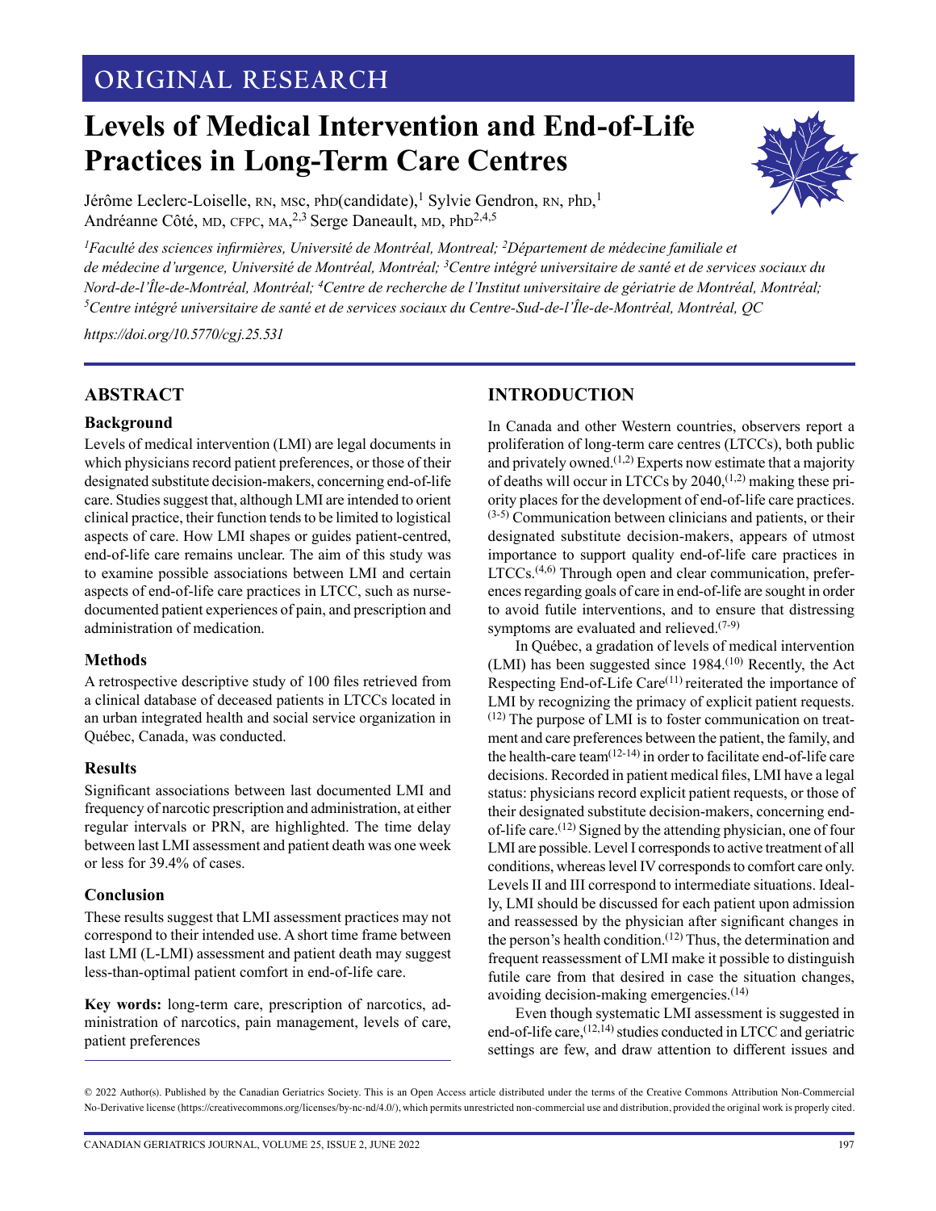ORIGINAL RESEARCH

# Levels of Medical Intervention and End-of-Life Practices in Long-Term Care Centres

Jérôme Leclerc-Loiselle, RN, MSc, PhD(candidate),[1] Sylvie Gendron, RN, PhD,[1] Andréanne Côté, MD, CFPC, MA,[2,3] Serge Daneault, MD, PhD[2,4,5]

*[1]Faculté des sciences infirmières, Université de Montréal, Montreal; [2]Département de médecine familiale et de médecine d'urgence, Université de Montréal, Montréal; [3]Centre intégré universitaire de santé et de services sociaux du Nord-de-l'Île-de-Montréal, Montréal; [4]Centre de recherche de l'Institut universitaire de gériatrie de Montréal, Montréal; [5]Centre intégré universitaire de santé et de services sociaux du Centre-Sud-de-l'Île-de-Montréal, Montréal, QC*

*https://doi.org/10.5770/cgj.25.531*

## ABSTRACT

### Background

Levels of medical intervention (LMI) are legal documents in which physicians record patient preferences, or those of their designated substitute decision-makers, concerning end-of-life care. Studies suggest that, although LMI are intended to orient clinical practice, their function tends to be limited to logistical aspects of care. How LMI shapes or guides patient-centred, end-of-life care remains unclear. The aim of this study was to examine possible associations between LMI and certain aspects of end-of-life care practices in LTCC, such as nurse-documented patient experiences of pain, and prescription and administration of medication.

### Methods

A retrospective descriptive study of 100 files retrieved from a clinical database of deceased patients in LTCCs located in an urban integrated health and social service organization in Québec, Canada, was conducted.

### Results

Significant associations between last documented LMI and frequency of narcotic prescription and administration, at either regular intervals or PRN, are highlighted. The time delay between last LMI assessment and patient death was one week or less for 39.4% of cases.

### Conclusion

These results suggest that LMI assessment practices may not correspond to their intended use. A short time frame between last LMI (L-LMI) assessment and patient death may suggest less-than-optimal patient comfort in end-of-life care.

**Key words:** long-term care, prescription of narcotics, administration of narcotics, pain management, levels of care, patient preferences

## INTRODUCTION

In Canada and other Western countries, observers report a proliferation of long-term care centres (LTCCs), both public and privately owned.[1,2] Experts now estimate that a majority of deaths will occur in LTCCs by 2040,[1,2] making these priority places for the development of end-of-life care practices.[3-5] Communication between clinicians and patients, or their designated substitute decision-makers, appears of utmost importance to support quality end-of-life care practices in LTCCs.[4,6] Through open and clear communication, preferences regarding goals of care in end-of-life are sought in order to avoid futile interventions, and to ensure that distressing symptoms are evaluated and relieved.[7-9]

In Québec, a gradation of levels of medical intervention (LMI) has been suggested since 1984.[10] Recently, the Act Respecting End-of-Life Care[11] reiterated the importance of LMI by recognizing the primacy of explicit patient requests.[12] The purpose of LMI is to foster communication on treatment and care preferences between the patient, the family, and the health-care team[12-14] in order to facilitate end-of-life care decisions. Recorded in patient medical files, LMI have a legal status: physicians record explicit patient requests, or those of their designated substitute decision-makers, concerning end-of-life care.[12] Signed by the attending physician, one of four LMI are possible. Level I corresponds to active treatment of all conditions, whereas level IV corresponds to comfort care only. Levels II and III correspond to intermediate situations. Ideally, LMI should be discussed for each patient upon admission and reassessed by the physician after significant changes in the person's health condition.[12] Thus, the determination and frequent reassessment of LMI make it possible to distinguish futile care from that desired in case the situation changes, avoiding decision-making emergencies.[14]

Even though systematic LMI assessment is suggested in end-of-life care,[12,14] studies conducted in LTCC and geriatric settings are few, and draw attention to different issues and

© 2022 Author(s). Published by the Canadian Geriatrics Society. This is an Open Access article distributed under the terms of the Creative Commons Attribution Non-Commercial No-Derivative license (https://creativecommons.org/licenses/by-nc-nd/4.0/), which permits unrestricted non-commercial use and distribution, provided the original work is properly cited.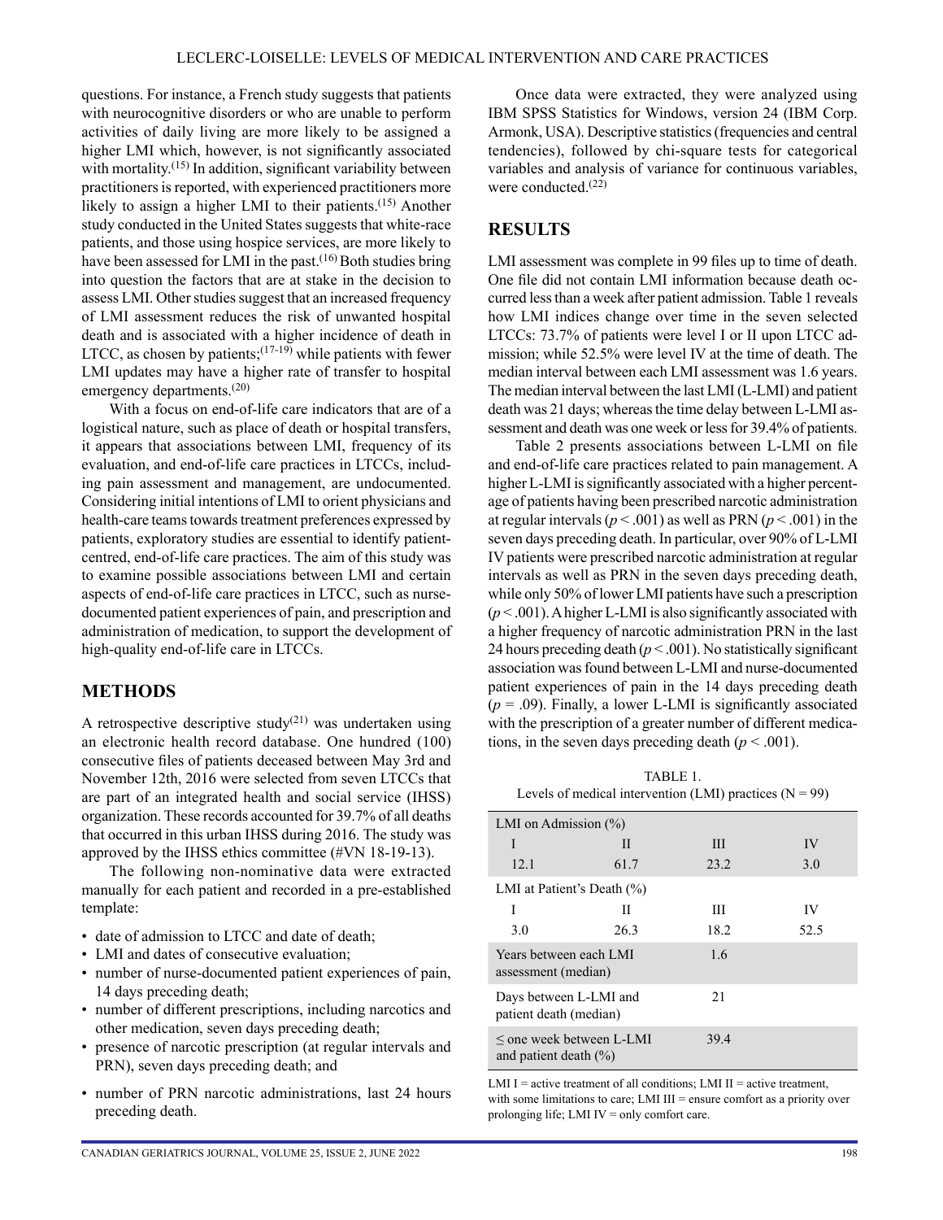questions. For instance, a French study suggests that patients with neurocognitive disorders or who are unable to perform activities of daily living are more likely to be assigned a higher LMI which, however, is not significantly associated with mortality.[15] In addition, significant variability between practitioners is reported, with experienced practitioners more likely to assign a higher LMI to their patients.[15] Another study conducted in the United States suggests that white-race patients, and those using hospice services, are more likely to have been assessed for LMI in the past.[16] Both studies bring into question the factors that are at stake in the decision to assess LMI. Other studies suggest that an increased frequency of LMI assessment reduces the risk of unwanted hospital death and is associated with a higher incidence of death in LTCC, as chosen by patients;[17-19] while patients with fewer LMI updates may have a higher rate of transfer to hospital emergency departments.[20]

With a focus on end-of-life care indicators that are of a logistical nature, such as place of death or hospital transfers, it appears that associations between LMI, frequency of its evaluation, and end-of-life care practices in LTCCs, including pain assessment and management, are undocumented. Considering initial intentions of LMI to orient physicians and health-care teams towards treatment preferences expressed by patients, exploratory studies are essential to identify patient-centred, end-of-life care practices. The aim of this study was to examine possible associations between LMI and certain aspects of end-of-life care practices in LTCC, such as nurse-documented patient experiences of pain, and prescription and administration of medication, to support the development of high-quality end-of-life care in LTCCs.

## METHODS

A retrospective descriptive study[21] was undertaken using an electronic health record database. One hundred (100) consecutive files of patients deceased between May 3rd and November 12th, 2016 were selected from seven LTCCs that are part of an integrated health and social service (IHSS) organization. These records accounted for 39.7% of all deaths that occurred in this urban IHSS during 2016. The study was approved by the IHSS ethics committee (#VN 18-19-13).

The following non-nominative data were extracted manually for each patient and recorded in a pre-established template:

- date of admission to LTCC and date of death;
- LMI and dates of consecutive evaluation;
- number of nurse-documented patient experiences of pain, 14 days preceding death;
- number of different prescriptions, including narcotics and other medication, seven days preceding death;
- presence of narcotic prescription (at regular intervals and PRN), seven days preceding death; and
- number of PRN narcotic administrations, last 24 hours preceding death.

Once data were extracted, they were analyzed using IBM SPSS Statistics for Windows, version 24 (IBM Corp. Armonk, USA). Descriptive statistics (frequencies and central tendencies), followed by chi-square tests for categorical variables and analysis of variance for continuous variables, were conducted.[22]

## RESULTS

LMI assessment was complete in 99 files up to time of death. One file did not contain LMI information because death occurred less than a week after patient admission. Table 1 reveals how LMI indices change over time in the seven selected LTCCs: 73.7% of patients were level I or II upon LTCC admission; while 52.5% were level IV at the time of death. The median interval between each LMI assessment was 1.6 years. The median interval between the last LMI (L-LMI) and patient death was 21 days; whereas the time delay between L-LMI assessment and death was one week or less for 39.4% of patients.

Table 2 presents associations between L-LMI on file and end-of-life care practices related to pain management. A higher L-LMI is significantly associated with a higher percentage of patients having been prescribed narcotic administration at regular intervals ($p < .001$) as well as PRN ($p < .001$) in the seven days preceding death. In particular, over 90% of L-LMI IV patients were prescribed narcotic administration at regular intervals as well as PRN in the seven days preceding death, while only 50% of lower LMI patients have such a prescription ($p < .001$). A higher L-LMI is also significantly associated with a higher frequency of narcotic administration PRN in the last 24 hours preceding death ($p < .001$). No statistically significant association was found between L-LMI and nurse-documented patient experiences of pain in the 14 days preceding death ($p = .09$). Finally, a lower L-LMI is significantly associated with the prescription of a greater number of different medications, in the seven days preceding death ($p < .001$).

TABLE 1.
Levels of medical intervention (LMI) practices (N = 99)

| LMI on Admission (%) | | | |
|---|---|---|---|
| I | II | III | IV |
| 12.1 | 61.7 | 23.2 | 3.0 |
| LMI at Patient's Death (%) | | | |
| I | II | III | IV |
| 3.0 | 26.3 | 18.2 | 52.5 |
| Years between each LMI assessment (median) | | 1.6 | |
| Days between L-LMI and patient death (median) | | 21 | |
| ≤ one week between L-LMI and patient death (%) | | 39.4 | |

LMI I = active treatment of all conditions; LMI II = active treatment, with some limitations to care; LMI III = ensure comfort as a priority over prolonging life; LMI IV = only comfort care.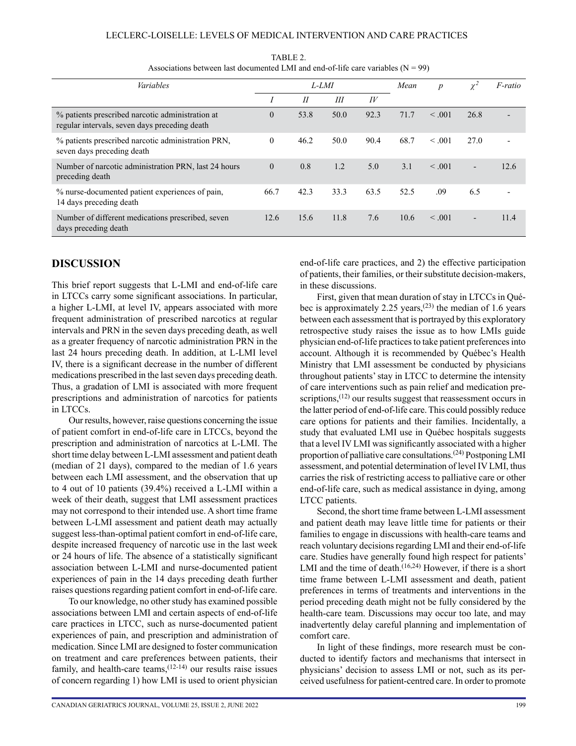TABLE 2.
Associations between last documented LMI and end-of-life care variables (N = 99)

| *Variables* | *L-LMI* | | | | *Mean* | *p* | $\chi^2$ | *F-ratio* |
|---|---|---|---|---|---|---|---|---|
| | *I* | *II* | *III* | *IV* | | | | |
| % patients prescribed narcotic administration at regular intervals, seven days preceding death | 0 | 53.8 | 50.0 | 92.3 | 71.7 | < .001 | 26.8 | - |
| % patients prescribed narcotic administration PRN, seven days preceding death | 0 | 46.2 | 50.0 | 90.4 | 68.7 | < .001 | 27.0 | - |
| Number of narcotic administration PRN, last 24 hours preceding death | 0 | 0.8 | 1.2 | 5.0 | 3.1 | < .001 | - | 12.6 |
| % nurse-documented patient experiences of pain, 14 days preceding death | 66.7 | 42.3 | 33.3 | 63.5 | 52.5 | .09 | 6.5 | - |
| Number of different medications prescribed, seven days preceding death | 12.6 | 15.6 | 11.8 | 7.6 | 10.6 | < .001 | - | 11.4 |

## DISCUSSION

This brief report suggests that L-LMI and end-of-life care in LTCCs carry some significant associations. In particular, a higher L-LMI, at level IV, appears associated with more frequent administration of prescribed narcotics at regular intervals and PRN in the seven days preceding death, as well as a greater frequency of narcotic administration PRN in the last 24 hours preceding death. In addition, at L-LMI level IV, there is a significant decrease in the number of different medications prescribed in the last seven days preceding death. Thus, a gradation of LMI is associated with more frequent prescriptions and administration of narcotics for patients in LTCCs.

Our results, however, raise questions concerning the issue of patient comfort in end-of-life care in LTCCs, beyond the prescription and administration of narcotics at L-LMI. The short time delay between L-LMI assessment and patient death (median of 21 days), compared to the median of 1.6 years between each LMI assessment, and the observation that up to 4 out of 10 patients (39.4%) received a L-LMI within a week of their death, suggest that LMI assessment practices may not correspond to their intended use. A short time frame between L-LMI assessment and patient death may actually suggest less-than-optimal patient comfort in end-of-life care, despite increased frequency of narcotic use in the last week or 24 hours of life. The absence of a statistically significant association between L-LMI and nurse-documented patient experiences of pain in the 14 days preceding death further raises questions regarding patient comfort in end-of-life care.

To our knowledge, no other study has examined possible associations between LMI and certain aspects of end-of-life care practices in LTCC, such as nurse-documented patient experiences of pain, and prescription and administration of medication. Since LMI are designed to foster communication on treatment and care preferences between patients, their family, and health-care teams,[12-14] our results raise issues of concern regarding 1) how LMI is used to orient physician end-of-life care practices, and 2) the effective participation of patients, their families, or their substitute decision-makers, in these discussions.

First, given that mean duration of stay in LTCCs in Québec is approximately 2.25 years,[23] the median of 1.6 years between each assessment that is portrayed by this exploratory retrospective study raises the issue as to how LMIs guide physician end-of-life practices to take patient preferences into account. Although it is recommended by Québec's Health Ministry that LMI assessment be conducted by physicians throughout patients' stay in LTCC to determine the intensity of care interventions such as pain relief and medication prescriptions,[12] our results suggest that reassessment occurs in the latter period of end-of-life care. This could possibly reduce care options for patients and their families. Incidentally, a study that evaluated LMI use in Québec hospitals suggests that a level IV LMI was significantly associated with a higher proportion of palliative care consultations.[24] Postponing LMI assessment, and potential determination of level IV LMI, thus carries the risk of restricting access to palliative care or other end-of-life care, such as medical assistance in dying, among LTCC patients.

Second, the short time frame between L-LMI assessment and patient death may leave little time for patients or their families to engage in discussions with health-care teams and reach voluntary decisions regarding LMI and their end-of-life care. Studies have generally found high respect for patients' LMI and the time of death.[16,24] However, if there is a short time frame between L-LMI assessment and death, patient preferences in terms of treatments and interventions in the period preceding death might not be fully considered by the health-care team. Discussions may occur too late, and may inadvertently delay careful planning and implementation of comfort care.

In light of these findings, more research must be conducted to identify factors and mechanisms that intersect in physicians' decision to assess LMI or not, such as its perceived usefulness for patient-centred care. In order to promote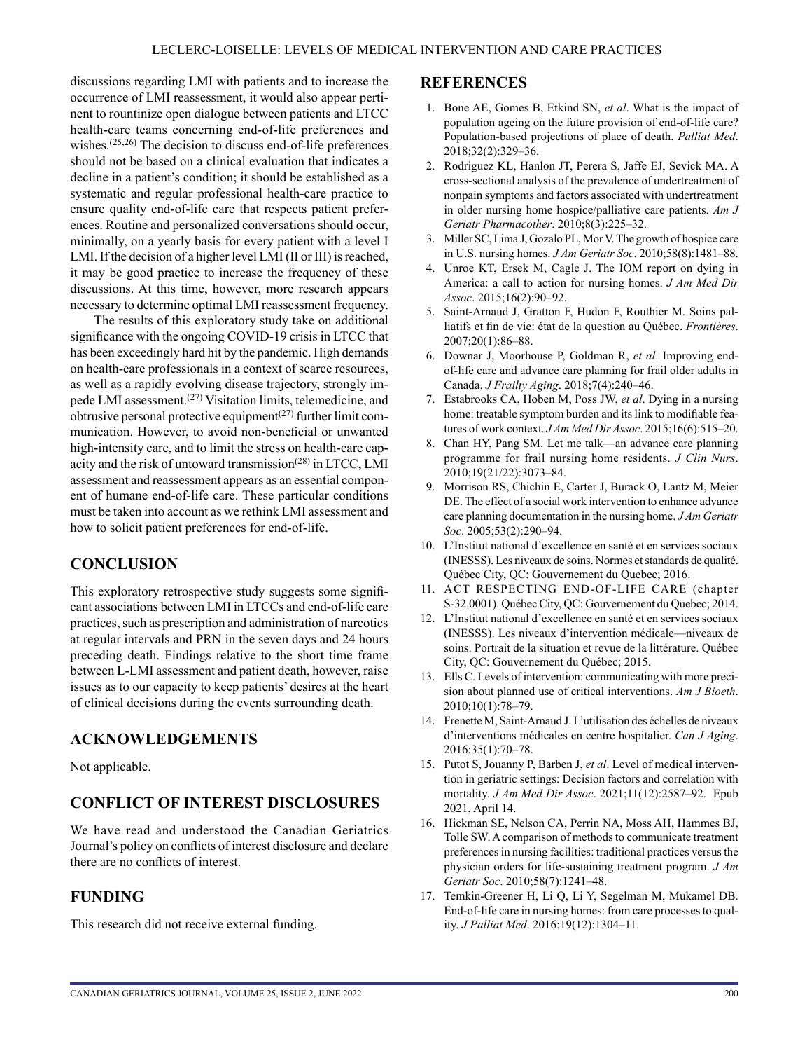discussions regarding LMI with patients and to increase the occurrence of LMI reassessment, it would also appear pertinent to rountinize open dialogue between patients and LTCC health-care teams concerning end-of-life preferences and wishes.[25,26] The decision to discuss end-of-life preferences should not be based on a clinical evaluation that indicates a decline in a patient's condition; it should be established as a systematic and regular professional health-care practice to ensure quality end-of-life care that respects patient preferences. Routine and personalized conversations should occur, minimally, on a yearly basis for every patient with a level I LMI. If the decision of a higher level LMI (II or III) is reached, it may be good practice to increase the frequency of these discussions. At this time, however, more research appears necessary to determine optimal LMI reassessment frequency.

The results of this exploratory study take on additional significance with the ongoing COVID-19 crisis in LTCC that has been exceedingly hard hit by the pandemic. High demands on health-care professionals in a context of scarce resources, as well as a rapidly evolving disease trajectory, strongly impede LMI assessment.[27] Visitation limits, telemedicine, and obtrusive personal protective equipment[27] further limit communication. However, to avoid non-beneficial or unwanted high-intensity care, and to limit the stress on health-care capacity and the risk of untoward transmission[28] in LTCC, LMI assessment and reassessment appears as an essential component of humane end-of-life care. These particular conditions must be taken into account as we rethink LMI assessment and how to solicit patient preferences for end-of-life.

## CONCLUSION

This exploratory retrospective study suggests some significant associations between LMI in LTCCs and end-of-life care practices, such as prescription and administration of narcotics at regular intervals and PRN in the seven days and 24 hours preceding death. Findings relative to the short time frame between L-LMI assessment and patient death, however, raise issues as to our capacity to keep patients' desires at the heart of clinical decisions during the events surrounding death.

## ACKNOWLEDGEMENTS

Not applicable.

## CONFLICT OF INTEREST DISCLOSURES

We have read and understood the Canadian Geriatrics Journal's policy on conflicts of interest disclosure and declare there are no conflicts of interest.

## FUNDING

This research did not receive external funding.

## REFERENCES

1. Bone AE, Gomes B, Etkind SN, *et al*. What is the impact of population ageing on the future provision of end-of-life care? Population-based projections of place of death. *Palliat Med*. 2018;32(2):329–36.
2. Rodriguez KL, Hanlon JT, Perera S, Jaffe EJ, Sevick MA. A cross-sectional analysis of the prevalence of undertreatment of nonpain symptoms and factors associated with undertreatment in older nursing home hospice/palliative care patients. *Am J Geriatr Pharmacother*. 2010;8(3):225–32.
3. Miller SC, Lima J, Gozalo PL, Mor V. The growth of hospice care in U.S. nursing homes. *J Am Geriatr Soc*. 2010;58(8):1481–88.
4. Unroe KT, Ersek M, Cagle J. The IOM report on dying in America: a call to action for nursing homes. *J Am Med Dir Assoc*. 2015;16(2):90–92.
5. Saint-Arnaud J, Gratton F, Hudon F, Routhier M. Soins palliatifs et fin de vie: état de la question au Québec. *Frontières*. 2007;20(1):86–88.
6. Downar J, Moorhouse P, Goldman R, *et al*. Improving end-of-life care and advance care planning for frail older adults in Canada. *J Frailty Aging*. 2018;7(4):240–46.
7. Estabrooks CA, Hoben M, Poss JW, *et al*. Dying in a nursing home: treatable symptom burden and its link to modifiable features of work context. *J Am Med Dir Assoc*. 2015;16(6):515–20.
8. Chan HY, Pang SM. Let me talk—an advance care planning programme for frail nursing home residents. *J Clin Nurs*. 2010;19(21/22):3073–84.
9. Morrison RS, Chichin E, Carter J, Burack O, Lantz M, Meier DE. The effect of a social work intervention to enhance advance care planning documentation in the nursing home. *J Am Geriatr Soc*. 2005;53(2):290–94.
10. L'Institut national d'excellence en santé et en services sociaux (INESSS). Les niveaux de soins. Normes et standards de qualité. Québec City, QC: Gouvernement du Quebec; 2016.
11. ACT RESPECTING END-OF-LIFE CARE (chapter S-32.0001). Québec City, QC: Gouvernement du Quebec; 2014.
12. L'Institut national d'excellence en santé et en services sociaux (INESSS). Les niveaux d'intervention médicale—niveaux de soins. Portrait de la situation et revue de la littérature. Québec City, QC: Gouvernement du Québec; 2015.
13. Ells C. Levels of intervention: communicating with more precision about planned use of critical interventions. *Am J Bioeth*. 2010;10(1):78–79.
14. Frenette M, Saint-Arnaud J. L'utilisation des échelles de niveaux d'interventions médicales en centre hospitalier. *Can J Aging*. 2016;35(1):70–78.
15. Putot S, Jouanny P, Barben J, *et al*. Level of medical intervention in geriatric settings: Decision factors and correlation with mortality. *J Am Med Dir Assoc*. 2021;11(12):2587–92. Epub 2021, April 14.
16. Hickman SE, Nelson CA, Perrin NA, Moss AH, Hammes BJ, Tolle SW. A comparison of methods to communicate treatment preferences in nursing facilities: traditional practices versus the physician orders for life-sustaining treatment program. *J Am Geriatr Soc*. 2010;58(7):1241–48.
17. Temkin-Greener H, Li Q, Li Y, Segelman M, Mukamel DB. End-of-life care in nursing homes: from care processes to quality. *J Palliat Med*. 2016;19(12):1304–11.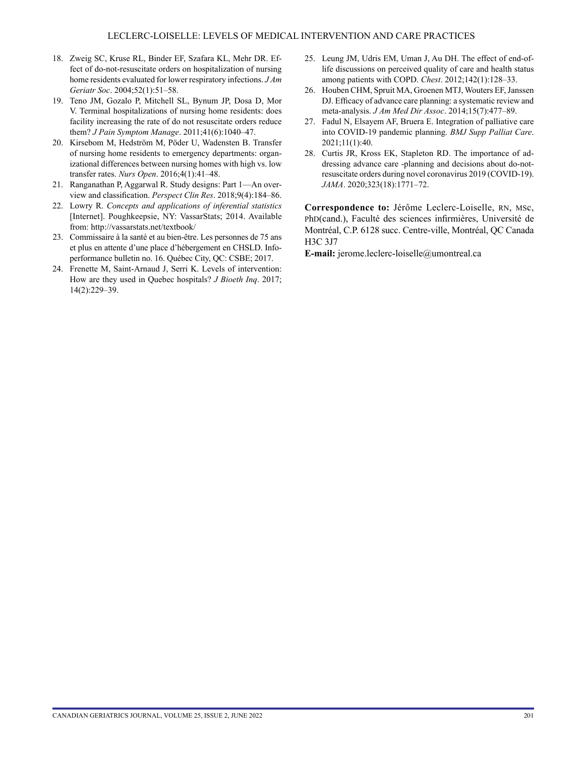18. Zweig SC, Kruse RL, Binder EF, Szafara KL, Mehr DR. Effect of do-not-resuscitate orders on hospitalization of nursing home residents evaluated for lower respiratory infections. *J Am Geriatr Soc*. 2004;52(1):51–58.
19. Teno JM, Gozalo P, Mitchell SL, Bynum JP, Dosa D, Mor V. Terminal hospitalizations of nursing home residents: does facility increasing the rate of do not resuscitate orders reduce them? *J Pain Symptom Manage*. 2011;41(6):1040–47.
20. Kirsebom M, Hedström M, Pöder U, Wadensten B. Transfer of nursing home residents to emergency departments: organizational differences between nursing homes with high vs. low transfer rates. *Nurs Open*. 2016;4(1):41–48.
21. Ranganathan P, Aggarwal R. Study designs: Part 1—An overview and classification. *Perspect Clin Res*. 2018;9(4):184–86.
22. Lowry R. *Concepts and applications of inferential statistics* [Internet]. Poughkeepsie, NY: VassarStats; 2014. Available from: http://vassarstats.net/textbook/
23. Commissaire à la santé et au bien-être. Les personnes de 75 ans et plus en attente d'une place d'hébergement en CHSLD. Info-performance bulletin no. 16. Québec City, QC: CSBE; 2017.
24. Frenette M, Saint-Arnaud J, Serri K. Levels of intervention: How are they used in Quebec hospitals? *J Bioeth Inq*. 2017; 14(2):229–39.
25. Leung JM, Udris EM, Uman J, Au DH. The effect of end-of-life discussions on perceived quality of care and health status among patients with COPD. *Chest*. 2012;142(1):128–33.
26. Houben CHM, Spruit MA, Groenen MTJ, Wouters EF, Janssen DJ. Efficacy of advance care planning: a systematic review and meta-analysis. *J Am Med Dir Assoc*. 2014;15(7):477–89.
27. Fadul N, Elsayem AF, Bruera E. Integration of palliative care into COVID-19 pandemic planning. *BMJ Supp Palliat Care*. 2021;11(1):40.
28. Curtis JR, Kross EK, Stapleton RD. The importance of addressing advance care -planning and decisions about do-not-resuscitate orders during novel coronavirus 2019 (COVID-19). *JAMA*. 2020;323(18):1771–72.

**Correspondence to:** Jérôme Leclerc-Loiselle, RN, MSc, PhD(cand.), Faculté des sciences infirmières, Université de Montréal, C.P. 6128 succ. Centre-ville, Montréal, QC Canada H3C 3J7

**E-mail:** jerome.leclerc-loiselle@umontreal.ca